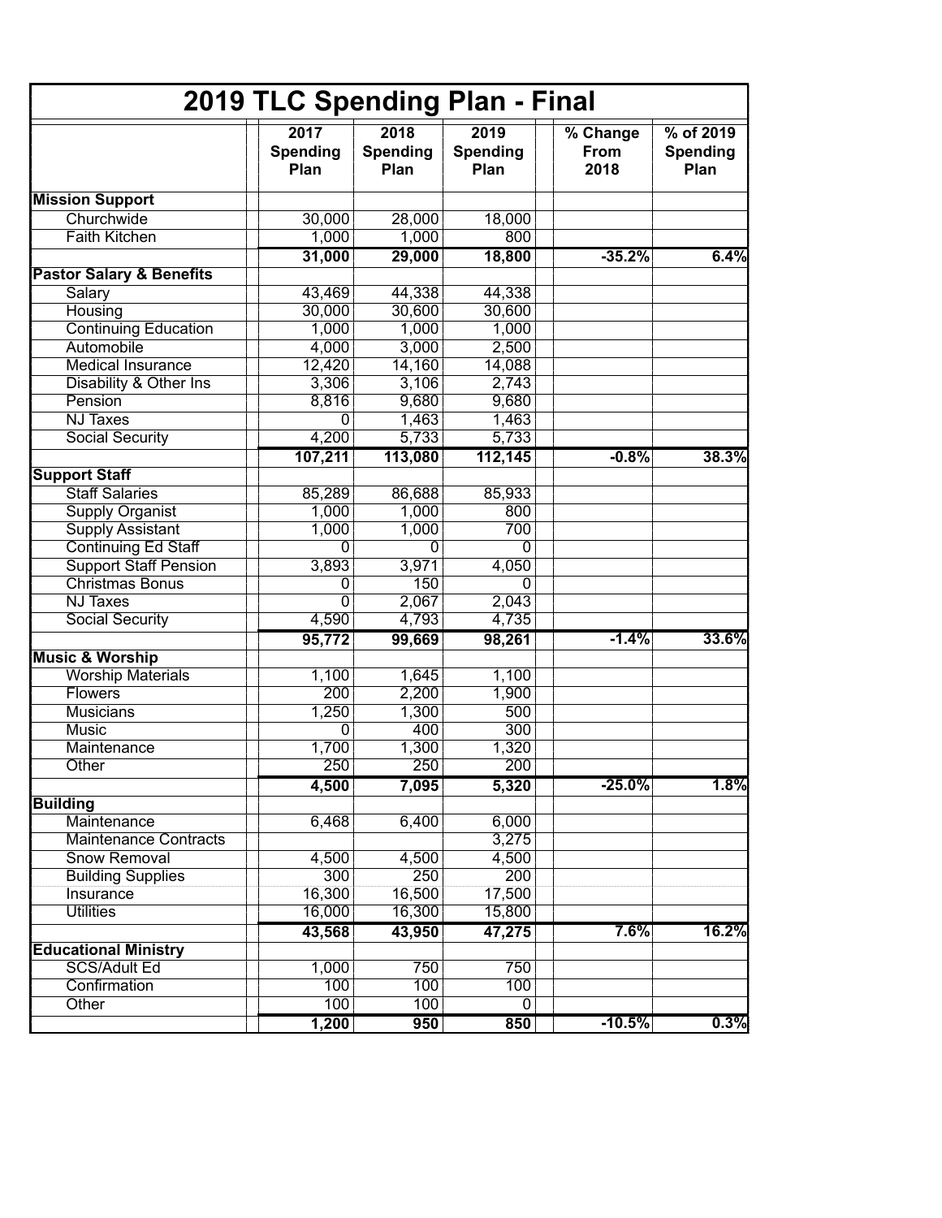# 2019 TLC Spending Plan - Final

| | 2017 Spending Plan | 2018 Spending Plan | 2019 Spending Plan | % Change From 2018 | % of 2019 Spending Plan |
|---|---|---|---|---|---|
| **Mission Support** | | | | | |
| Churchwide | 30,000 | 28,000 | 18,000 | | |
| Faith Kitchen | 1,000 | 1,000 | 800 | | |
| | **31,000** | **29,000** | **18,800** | **-35.2%** | **6.4%** |
| **Pastor Salary & Benefits** | | | | | |
| Salary | 43,469 | 44,338 | 44,338 | | |
| Housing | 30,000 | 30,600 | 30,600 | | |
| Continuing Education | 1,000 | 1,000 | 1,000 | | |
| Automobile | 4,000 | 3,000 | 2,500 | | |
| Medical Insurance | 12,420 | 14,160 | 14,088 | | |
| Disability & Other Ins | 3,306 | 3,106 | 2,743 | | |
| Pension | 8,816 | 9,680 | 9,680 | | |
| NJ Taxes | 0 | 1,463 | 1,463 | | |
| Social Security | 4,200 | 5,733 | 5,733 | | |
| | **107,211** | **113,080** | **112,145** | **-0.8%** | **38.3%** |
| **Support Staff** | | | | | |
| Staff Salaries | 85,289 | 86,688 | 85,933 | | |
| Supply Organist | 1,000 | 1,000 | 800 | | |
| Supply Assistant | 1,000 | 1,000 | 700 | | |
| Continuing Ed Staff | 0 | 0 | 0 | | |
| Support Staff Pension | 3,893 | 3,971 | 4,050 | | |
| Christmas Bonus | 0 | 150 | 0 | | |
| NJ Taxes | 0 | 2,067 | 2,043 | | |
| Social Security | 4,590 | 4,793 | 4,735 | | |
| | **95,772** | **99,669** | **98,261** | **-1.4%** | **33.6%** |
| **Music & Worship** | | | | | |
| Worship Materials | 1,100 | 1,645 | 1,100 | | |
| Flowers | 200 | 2,200 | 1,900 | | |
| Musicians | 1,250 | 1,300 | 500 | | |
| Music | 0 | 400 | 300 | | |
| Maintenance | 1,700 | 1,300 | 1,320 | | |
| Other | 250 | 250 | 200 | | |
| | **4,500** | **7,095** | **5,320** | **-25.0%** | **1.8%** |
| **Building** | | | | | |
| Maintenance | 6,468 | 6,400 | 6,000 | | |
| Maintenance Contracts | | | 3,275 | | |
| Snow Removal | 4,500 | 4,500 | 4,500 | | |
| Building Supplies | 300 | 250 | 200 | | |
| Insurance | 16,300 | 16,500 | 17,500 | | |
| Utilities | 16,000 | 16,300 | 15,800 | | |
| | **43,568** | **43,950** | **47,275** | **7.6%** | **16.2%** |
| **Educational Ministry** | | | | | |
| SCS/Adult Ed | 1,000 | 750 | 750 | | |
| Confirmation | 100 | 100 | 100 | | |
| Other | 100 | 100 | 0 | | |
| | **1,200** | **950** | **850** | **-10.5%** | **0.3%** |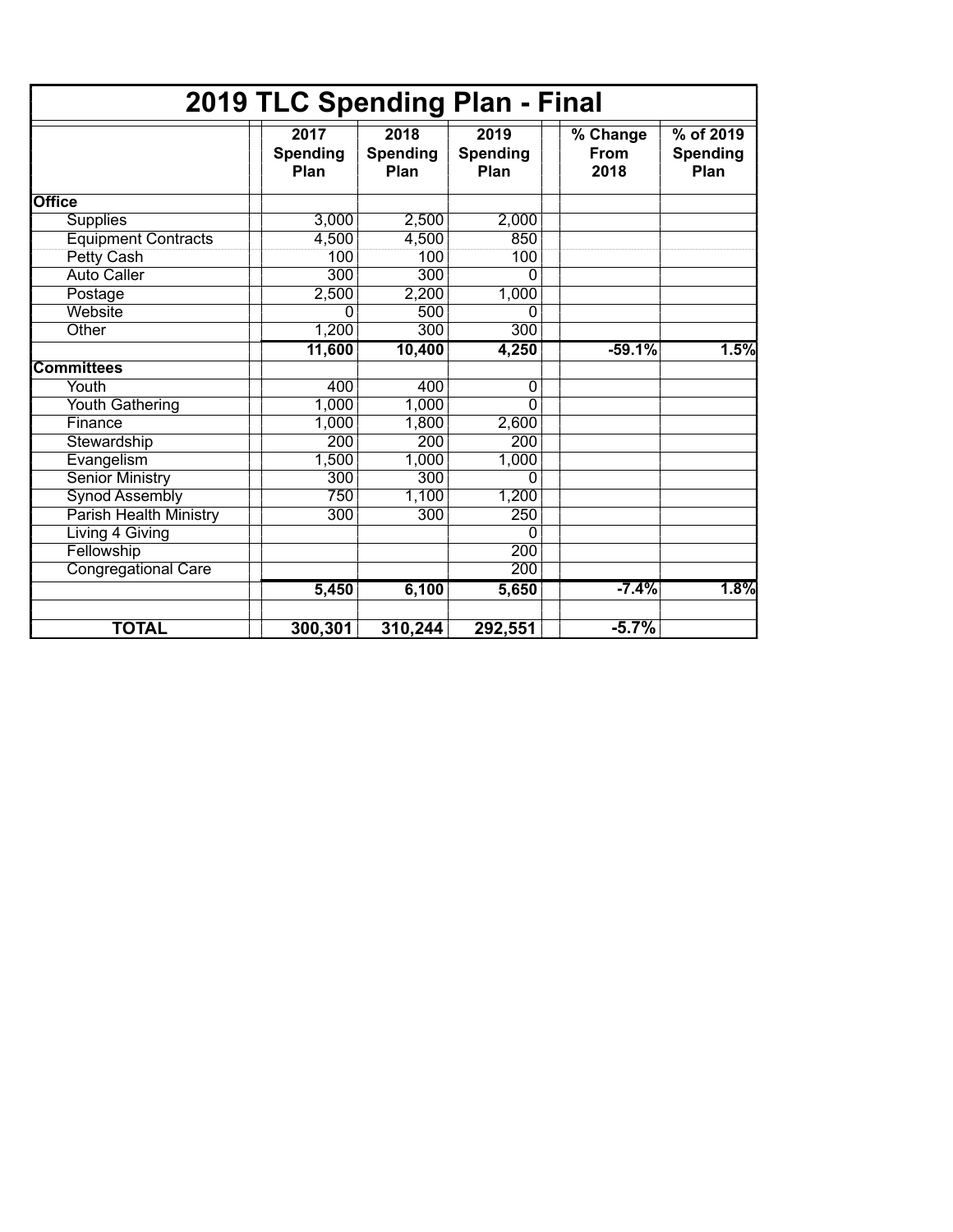# 2019 TLC Spending Plan - Final

| | 2017 Spending Plan | 2018 Spending Plan | 2019 Spending Plan | % Change From 2018 | % of 2019 Spending Plan |
|---|---|---|---|---|---|
| **Office** | | | | | |
| Supplies | 3,000 | 2,500 | 2,000 | | |
| Equipment Contracts | 4,500 | 4,500 | 850 | | |
| Petty Cash | 100 | 100 | 100 | | |
| Auto Caller | 300 | 300 | 0 | | |
| Postage | 2,500 | 2,200 | 1,000 | | |
| Website | 0 | 500 | 0 | | |
| Other | 1,200 | 300 | 300 | | |
| | **11,600** | **10,400** | **4,250** | **-59.1%** | **1.5%** |
| **Committees** | | | | | |
| Youth | 400 | 400 | 0 | | |
| Youth Gathering | 1,000 | 1,000 | 0 | | |
| Finance | 1,000 | 1,800 | 2,600 | | |
| Stewardship | 200 | 200 | 200 | | |
| Evangelism | 1,500 | 1,000 | 1,000 | | |
| Senior Ministry | 300 | 300 | 0 | | |
| Synod Assembly | 750 | 1,100 | 1,200 | | |
| Parish Health Ministry | 300 | 300 | 250 | | |
| Living 4 Giving | | | 0 | | |
| Fellowship | | | 200 | | |
| Congregational Care | | | 200 | | |
| | **5,450** | **6,100** | **5,650** | **-7.4%** | **1.8%** |
| | | | | | |
| **TOTAL** | **300,301** | **310,244** | **292,551** | **-5.7%** | |